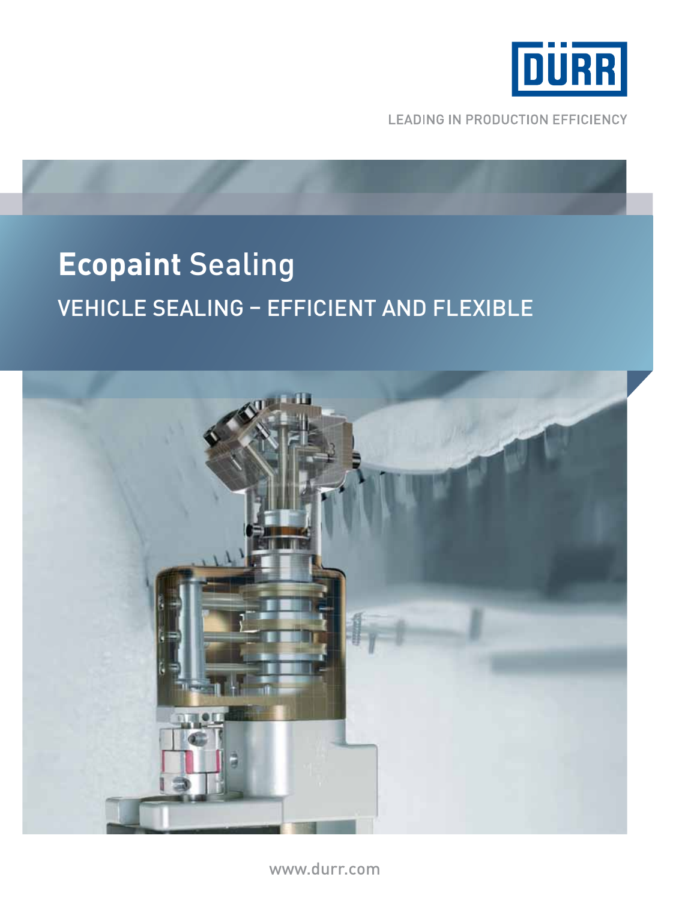DÜRR

LEADING IN PRODUCTION EFFICIENCY

# **Ecopaint** Sealing

## VEHICLE SEALING – EFFICIENT AND FLEXIBLE

www.durr.com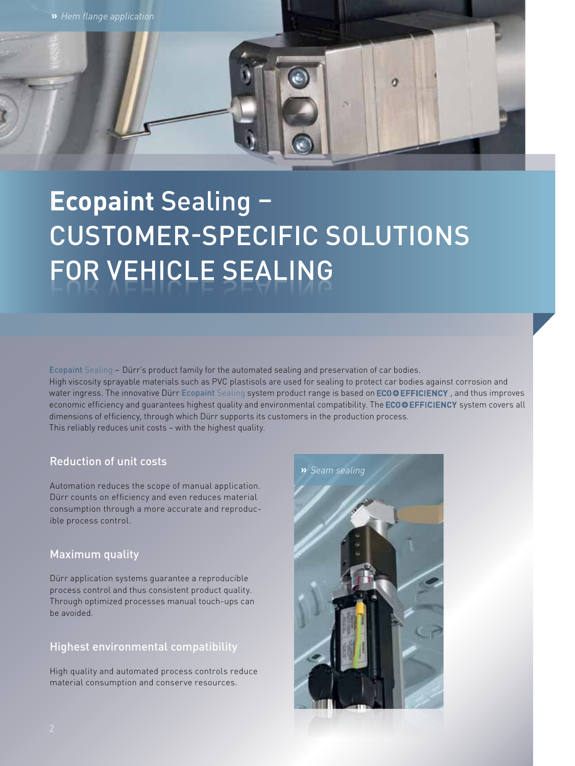» *Hem flange application*

# **Ecopaint** Sealing – CUSTOMER-SPECIFIC SOLUTIONS FOR VEHICLE SEALING

**Ecopaint** Sealing – Dürr's product family for the automated sealing and preservation of car bodies.
High viscosity sprayable materials such as PVC plastisols are used for sealing to protect car bodies against corrosion and water ingress. The innovative Dürr **Ecopaint** Sealing system product range is based on **ECO+EFFICIENCY**, and thus improves economic efficiency and guarantees highest quality and environmental compatibility. The **ECO+EFFICIENCY** system covers all dimensions of efficiency, through which Dürr supports its customers in the production process.
This reliably reduces unit costs – with the highest quality.

## Reduction of unit costs

Automation reduces the scope of manual application. Dürr counts on efficiency and even reduces material consumption through a more accurate and reproducible process control.

## Maximum quality

Dürr application systems guarantee a reproducible process control and thus consistent product quality. Through optimized processes manual touch-ups can be avoided.

## Highest environmental compatibility

High quality and automated process controls reduce material consumption and conserve resources.

» *Seam sealing*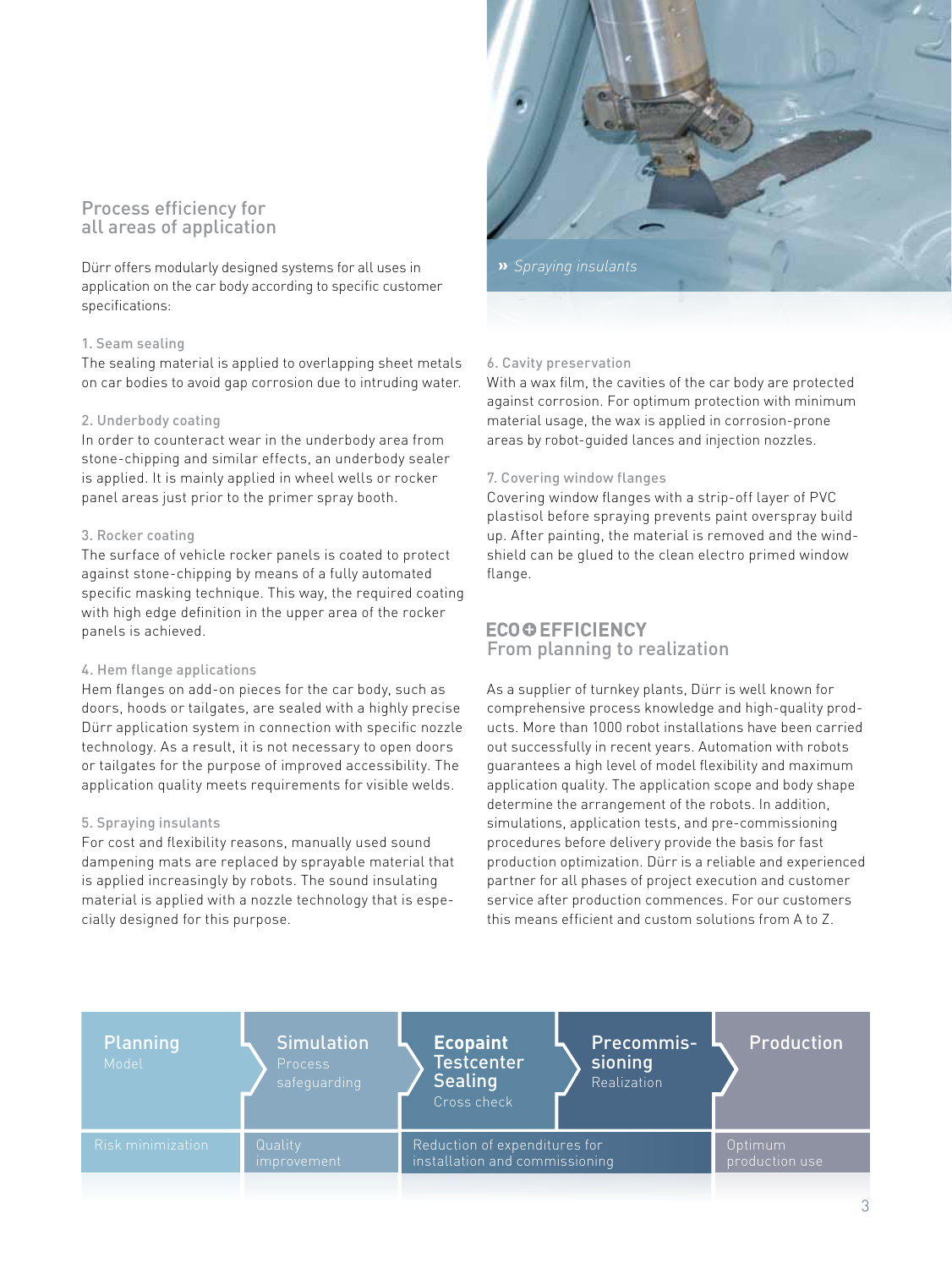## Process efficiency for all areas of application

Dürr offers modularly designed systems for all uses in application on the car body according to specific customer specifications:

### 1. Seam sealing

The sealing material is applied to overlapping sheet metals on car bodies to avoid gap corrosion due to intruding water.

### 2. Underbody coating

In order to counteract wear in the underbody area from stone-chipping and similar effects, an underbody sealer is applied. It is mainly applied in wheel wells or rocker panel areas just prior to the primer spray booth.

### 3. Rocker coating

The surface of vehicle rocker panels is coated to protect against stone-chipping by means of a fully automated specific masking technique. This way, the required coating with high edge definition in the upper area of the rocker panels is achieved.

### 4. Hem flange applications

Hem flanges on add-on pieces for the car body, such as doors, hoods or tailgates, are sealed with a highly precise Dürr application system in connection with specific nozzle technology. As a result, it is not necessary to open doors or tailgates for the purpose of improved accessibility. The application quality meets requirements for visible welds.

### 5. Spraying insulants

For cost and flexibility reasons, manually used sound dampening mats are replaced by sprayable material that is applied increasingly by robots. The sound insulating material is applied with a nozzle technology that is especially designed for this purpose.

» *Spraying insulants*

### 6. Cavity preservation

With a wax film, the cavities of the car body are protected against corrosion. For optimum protection with minimum material usage, the wax is applied in corrosion-prone areas by robot-guided lances and injection nozzles.

### 7. Covering window flanges

Covering window flanges with a strip-off layer of PVC plastisol before spraying prevents paint overspray build up. After painting, the material is removed and the windshield can be glued to the clean electro primed window flange.

## ECO⊕EFFICIENCY
## From planning to realization

As a supplier of turnkey plants, Dürr is well known for comprehensive process knowledge and high-quality products. More than 1000 robot installations have been carried out successfully in recent years. Automation with robots guarantees a high level of model flexibility and maximum application quality. The application scope and body shape determine the arrangement of the robots. In addition, simulations, application tests, and pre-commissioning procedures before delivery provide the basis for fast production optimization. Dürr is a reliable and experienced partner for all phases of project execution and customer service after production commences. For our customers this means efficient and custom solutions from A to Z.

| Planning – Model | Simulation – Process safeguarding | Ecopaint Testcenter Sealing – Cross check | Precommissioning – Realization | Production |
|---|---|---|---|---|
| Risk minimization | Quality improvement | Reduction of expenditures for installation and commissioning | | Optimum production use |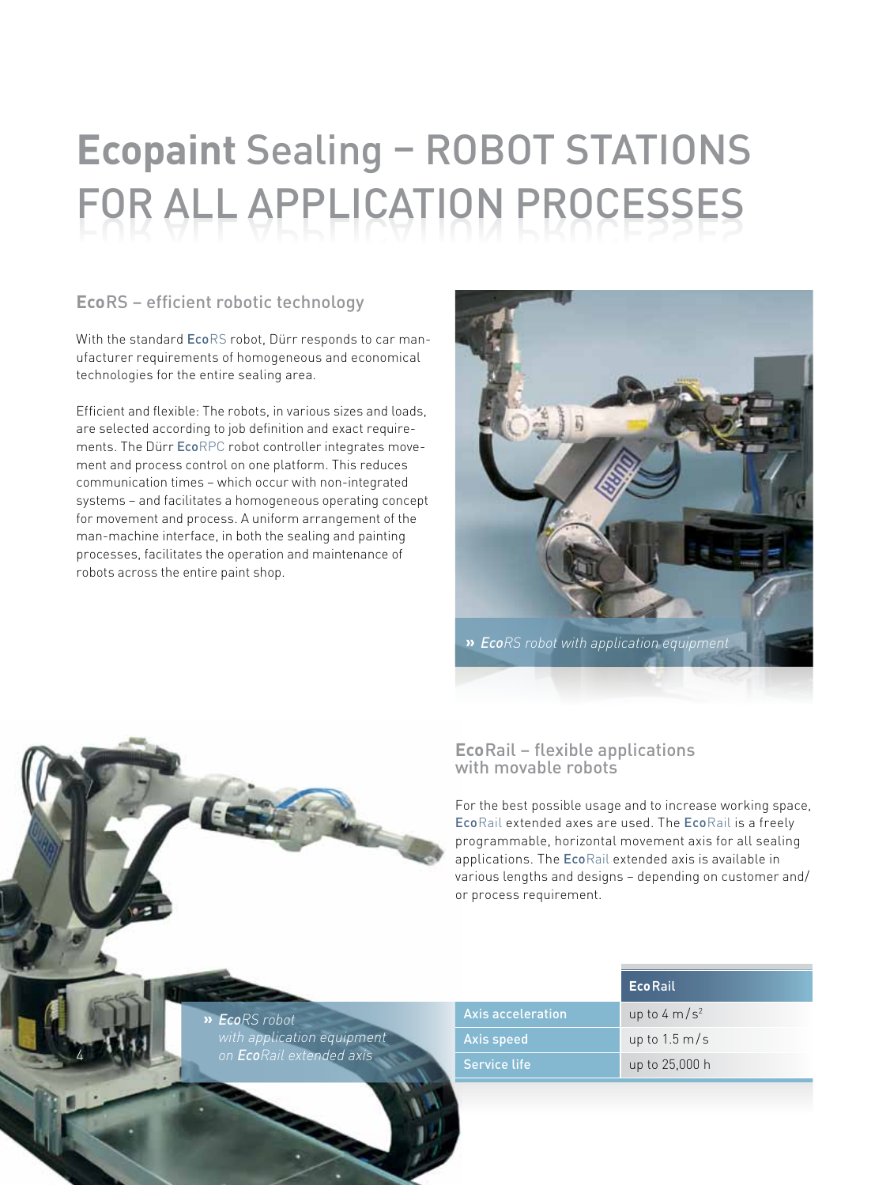# **Ecopaint** Sealing – ROBOT STATIONS FOR ALL APPLICATION PROCESSES

## **Eco**RS – efficient robotic technology

With the standard **Eco**RS robot, Dürr responds to car manufacturer requirements of homogeneous and economical technologies for the entire sealing area.

Efficient and flexible: The robots, in various sizes and loads, are selected according to job definition and exact requirements. The Dürr **Eco**RPC robot controller integrates movement and process control on one platform. This reduces communication times – which occur with non-integrated systems – and facilitates a homogeneous operating concept for movement and process. A uniform arrangement of the man-machine interface, in both the sealing and painting processes, facilitates the operation and maintenance of robots across the entire paint shop.

» ***Eco**RS robot with application equipment*

## **Eco**Rail – flexible applications with movable robots

For the best possible usage and to increase working space, **Eco**Rail extended axes are used. The **Eco**Rail is a freely programmable, horizontal movement axis for all sealing applications. The **Eco**Rail extended axis is available in various lengths and designs – depending on customer and/or process requirement.

» ***Eco**RS robot with application equipment on **Eco**Rail extended axis*

| | **Eco**Rail |
|---|---|
| Axis acceleration | up to 4 m/s² |
| Axis speed | up to 1.5 m/s |
| Service life | up to 25,000 h |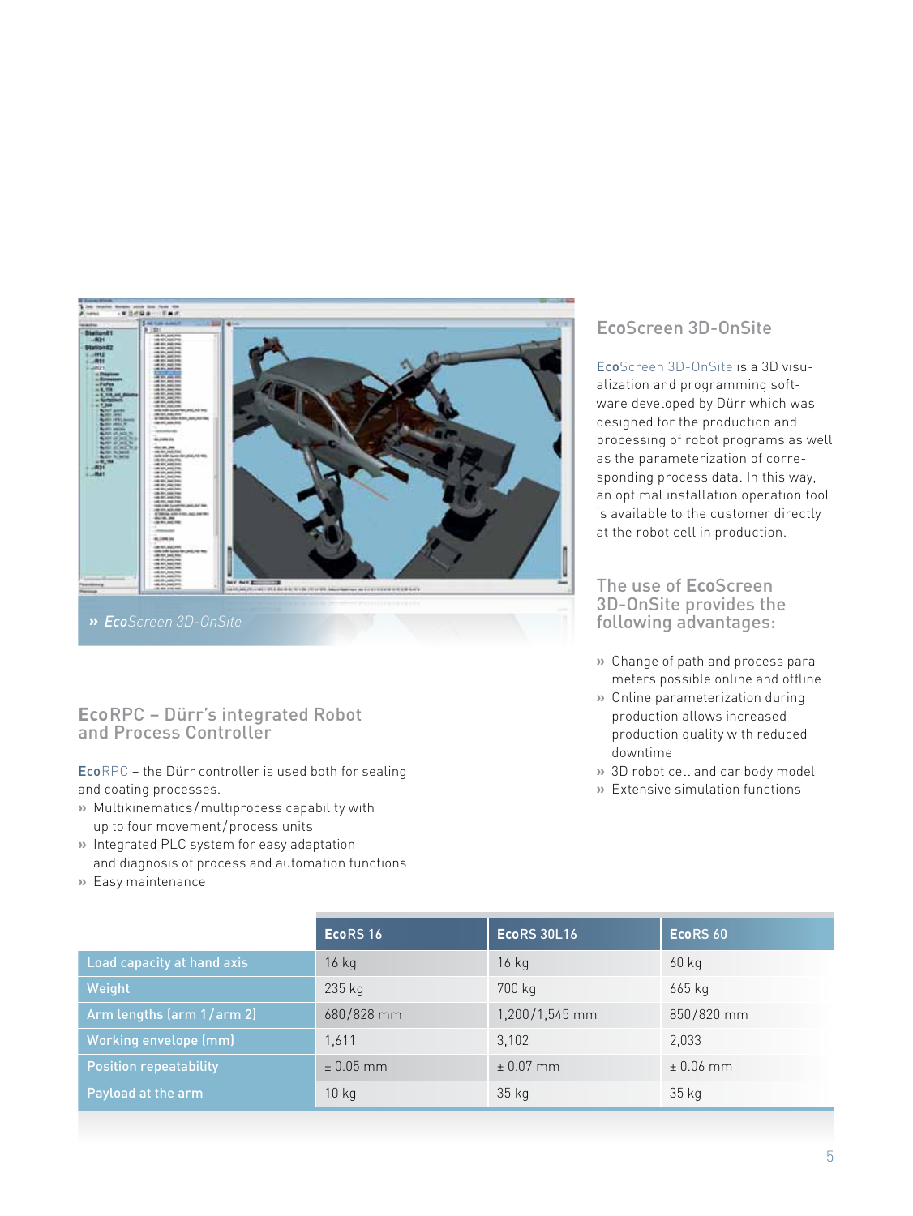» *EcoScreen 3D-OnSite*

## EcoScreen 3D-OnSite

EcoScreen 3D-OnSite is a 3D visualization and programming software developed by Dürr which was designed for the production and processing of robot programs as well as the parameterization of corresponding process data. In this way, an optimal installation operation tool is available to the customer directly at the robot cell in production.

### The use of EcoScreen 3D-OnSite provides the following advantages:

- Change of path and process parameters possible online and offline
- Online parameterization during production allows increased production quality with reduced downtime
- 3D robot cell and car body model
- Extensive simulation functions

## EcoRPC – Dürr's integrated Robot and Process Controller

EcoRPC – the Dürr controller is used both for sealing and coating processes.

- Multikinematics/multiprocess capability with up to four movement/process units
- Integrated PLC system for easy adaptation and diagnosis of process and automation functions
- Easy maintenance

| | EcoRS 16 | EcoRS 30L16 | EcoRS 60 |
|---|---|---|---|
| Load capacity at hand axis | 16 kg | 16 kg | 60 kg |
| Weight | 235 kg | 700 kg | 665 kg |
| Arm lengths (arm 1/arm 2) | 680/828 mm | 1,200/1,545 mm | 850/820 mm |
| Working envelope (mm) | 1,611 | 3,102 | 2,033 |
| Position repeatability | ± 0.05 mm | ± 0.07 mm | ± 0.06 mm |
| Payload at the arm | 10 kg | 35 kg | 35 kg |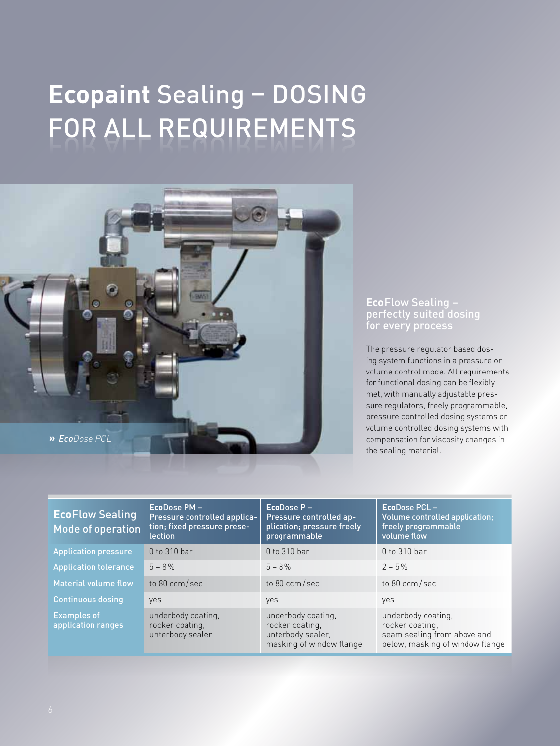# **Ecopaint** Sealing – DOSING FOR ALL REQUIREMENTS

» ***Eco**Dose PCL*

### **Eco**Flow Sealing – perfectly suited dosing for every process

The pressure regulator based dosing system functions in a pressure or volume control mode. All requirements for functional dosing can be flexibly met, with manually adjustable pressure regulators, freely programmable, pressure controlled dosing systems or volume controlled dosing systems with compensation for viscosity changes in the sealing material.

| **Eco**Flow Sealing Mode of operation | **Eco**Dose PM – Pressure controlled application; fixed pressure preselection | **Eco**Dose P – Pressure controlled application; pressure freely programmable | **Eco**Dose PCL – Volume controlled application; freely programmable volume flow |
|---|---|---|---|
| Application pressure | 0 to 310 bar | 0 to 310 bar | 0 to 310 bar |
| Application tolerance | 5 – 8% | 5 – 8% | 2 – 5% |
| Material volume flow | to 80 ccm/sec | to 80 ccm/sec | to 80 ccm/sec |
| Continuous dosing | yes | yes | yes |
| Examples of application ranges | underbody coating, rocker coating, unterbody sealer | underbody coating, rocker coating, unterbody sealer, masking of window flange | underbody coating, rocker coating, seam sealing from above and below, masking of window flange |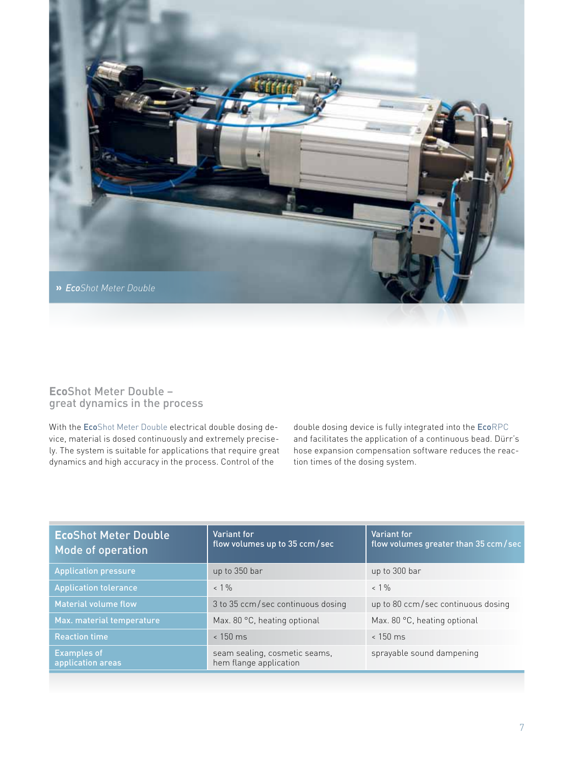» *EcoShot Meter Double*

## **Eco**Shot Meter Double – great dynamics in the process

With the **Eco**Shot Meter Double electrical double dosing device, material is dosed continuously and extremely precisely. The system is suitable for applications that require great dynamics and high accuracy in the process. Control of the double dosing device is fully integrated into the **Eco**RPC and facilitates the application of a continuous bead. Dürr's hose expansion compensation software reduces the reaction times of the dosing system.

| **Eco**Shot Meter Double Mode of operation | Variant for flow volumes up to 35 ccm/sec | Variant for flow volumes greater than 35 ccm/sec |
|---|---|---|
| Application pressure | up to 350 bar | up to 300 bar |
| Application tolerance | < 1 % | < 1 % |
| Material volume flow | 3 to 35 ccm/sec continuous dosing | up to 80 ccm/sec continuous dosing |
| Max. material temperature | Max. 80 °C, heating optional | Max. 80 °C, heating optional |
| Reaction time | < 150 ms | < 150 ms |
| Examples of application areas | seam sealing, cosmetic seams, hem flange application | sprayable sound dampening |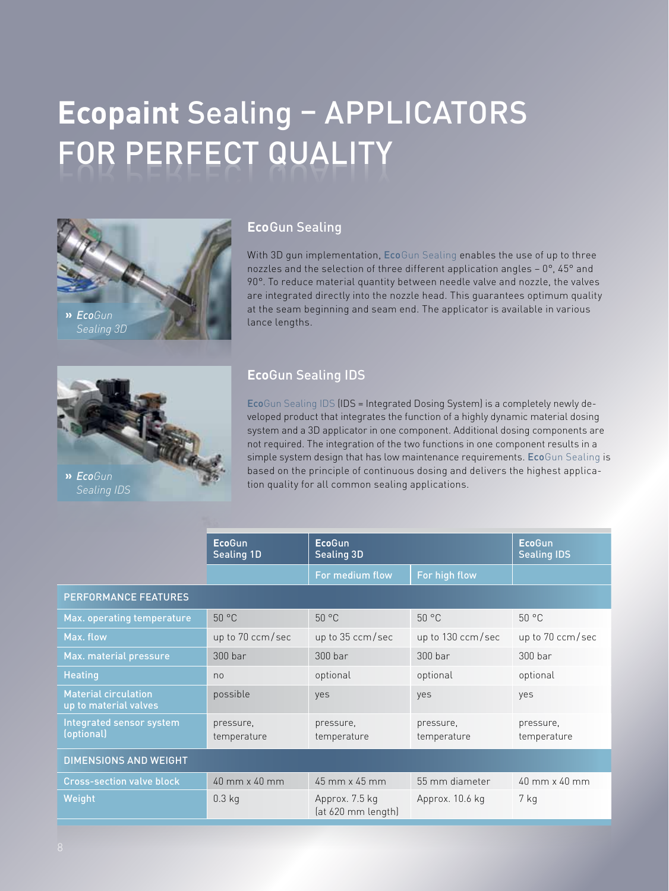# **Ecopaint** Sealing – APPLICATORS FOR PERFECT QUALITY

» *EcoGun Sealing 3D*

## **Eco**Gun Sealing

With 3D gun implementation, **Eco**Gun Sealing enables the use of up to three nozzles and the selection of three different application angles – 0°, 45° and 90°. To reduce material quantity between needle valve and nozzle, the valves are integrated directly into the nozzle head. This guarantees optimum quality at the seam beginning and seam end. The applicator is available in various lance lengths.

» *EcoGun Sealing IDS*

## **Eco**Gun Sealing IDS

**Eco**Gun Sealing IDS (IDS = Integrated Dosing System) is a completely newly developed product that integrates the function of a highly dynamic material dosing system and a 3D applicator in one component. Additional dosing components are not required. The integration of the two functions in one component results in a simple system design that has low maintenance requirements. **Eco**Gun Sealing is based on the principle of continuous dosing and delivers the highest application quality for all common sealing applications.

| | **Eco**Gun Sealing 1D | **Eco**Gun Sealing 3D | | **Eco**Gun Sealing IDS |
|---|---|---|---|---|
| | | For medium flow | For high flow | |
| **PERFORMANCE FEATURES** | | | | |
| Max. operating temperature | 50 °C | 50 °C | 50 °C | 50 °C |
| Max. flow | up to 70 ccm/sec | up to 35 ccm/sec | up to 130 ccm/sec | up to 70 ccm/sec |
| Max. material pressure | 300 bar | 300 bar | 300 bar | 300 bar |
| Heating | no | optional | optional | optional |
| Material circulation up to material valves | possible | yes | yes | yes |
| Integrated sensor system (optional) | pressure, temperature | pressure, temperature | pressure, temperature | pressure, temperature |
| **DIMENSIONS AND WEIGHT** | | | | |
| Cross-section valve block | 40 mm x 40 mm | 45 mm x 45 mm | 55 mm diameter | 40 mm x 40 mm |
| Weight | 0.3 kg | Approx. 7.5 kg (at 620 mm length) | Approx. 10.6 kg | 7 kg |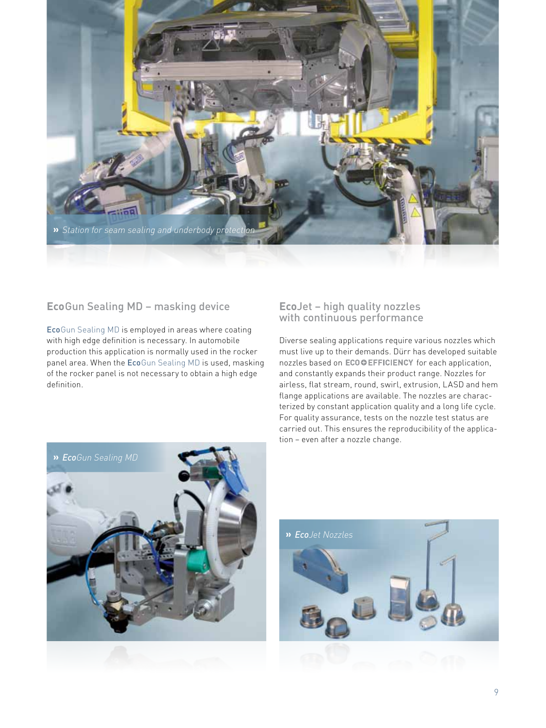» *Station for seam sealing and underbody protection*

## **Eco**Gun Sealing MD – masking device

**Eco**Gun Sealing MD is employed in areas where coating with high edge definition is necessary. In automobile production this application is normally used in the rocker panel area. When the **Eco**Gun Sealing MD is used, masking of the rocker panel is not necessary to obtain a high edge definition.

» ***Eco**Gun Sealing MD*

## **Eco**Jet – high quality nozzles with continuous performance

Diverse sealing applications require various nozzles which must live up to their demands. Dürr has developed suitable nozzles based on ECO+EFFICIENCY for each application, and constantly expands their product range. Nozzles for airless, flat stream, round, swirl, extrusion, LASD and hem flange applications are available. The nozzles are characterized by constant application quality and a long life cycle. For quality assurance, tests on the nozzle test status are carried out. This ensures the reproducibility of the application – even after a nozzle change.

» ***Eco**Jet Nozzles*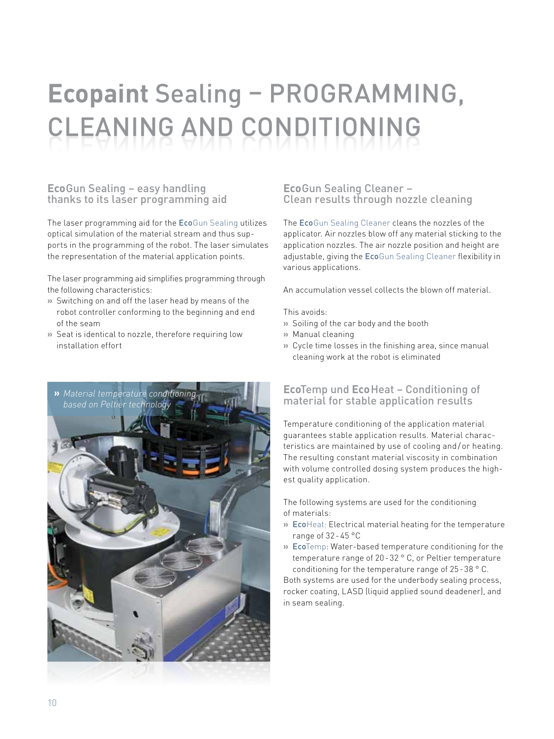# **Ecopaint** Sealing – PROGRAMMING, CLEANING AND CONDITIONING

## **Eco**Gun Sealing – easy handling thanks to its laser programming aid

The laser programming aid for the **Eco**Gun Sealing utilizes optical simulation of the material stream and thus supports in the programming of the robot. The laser simulates the representation of the material application points.

The laser programming aid simplifies programming through the following characteristics:

- » Switching on and off the laser head by means of the robot controller conforming to the beginning and end of the seam
- » Seat is identical to nozzle, therefore requiring low installation effort

» *Material temperature conditioning based on Peltier technology*

## **Eco**Gun Sealing Cleaner – Clean results through nozzle cleaning

The **Eco**Gun Sealing Cleaner cleans the nozzles of the applicator. Air nozzles blow off any material sticking to the application nozzles. The air nozzle position and height are adjustable, giving the **Eco**Gun Sealing Cleaner flexibility in various applications.

An accumulation vessel collects the blown off material.

This avoids:

- » Soiling of the car body and the booth
- » Manual cleaning
- » Cycle time losses in the finishing area, since manual cleaning work at the robot is eliminated

## **Eco**Temp und **Eco**Heat – Conditioning of material for stable application results

Temperature conditioning of the application material guarantees stable application results. Material characteristics are maintained by use of cooling and/or heating. The resulting constant material viscosity in combination with volume controlled dosing system produces the highest quality application.

The following systems are used for the conditioning of materials:

- » **Eco**Heat: Electrical material heating for the temperature range of 32-45 °C
- » **Eco**Temp: Water-based temperature conditioning for the temperature range of 20-32 ° C, or Peltier temperature conditioning for the temperature range of 25-38 ° C.

Both systems are used for the underbody sealing process, rocker coating, LASD (liquid applied sound deadener), and in seam sealing.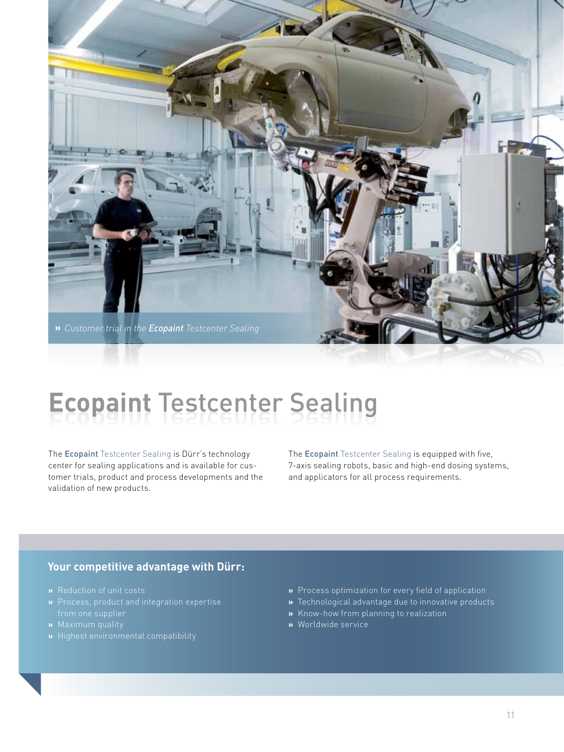» *Customer trial in the **Ecopaint** Testcenter Sealing*

# **Ecopaint** Testcenter Sealing

The **Ecopaint** Testcenter Sealing is Dürr's technology center for sealing applications and is available for customer trials, product and process developments and the validation of new products.

The **Ecopaint** Testcenter Sealing is equipped with five, 7-axis sealing robots, basic and high-end dosing systems, and applicators for all process requirements.

## Your competitive advantage with Dürr:

- Reduction of unit costs
- Process, product and integration expertise from one supplier
- Maximum quality
- Highest environmental compatibility
- Process optimization for every field of application
- Technological advantage due to innovative products
- Know-how from planning to realization
- Worldwide service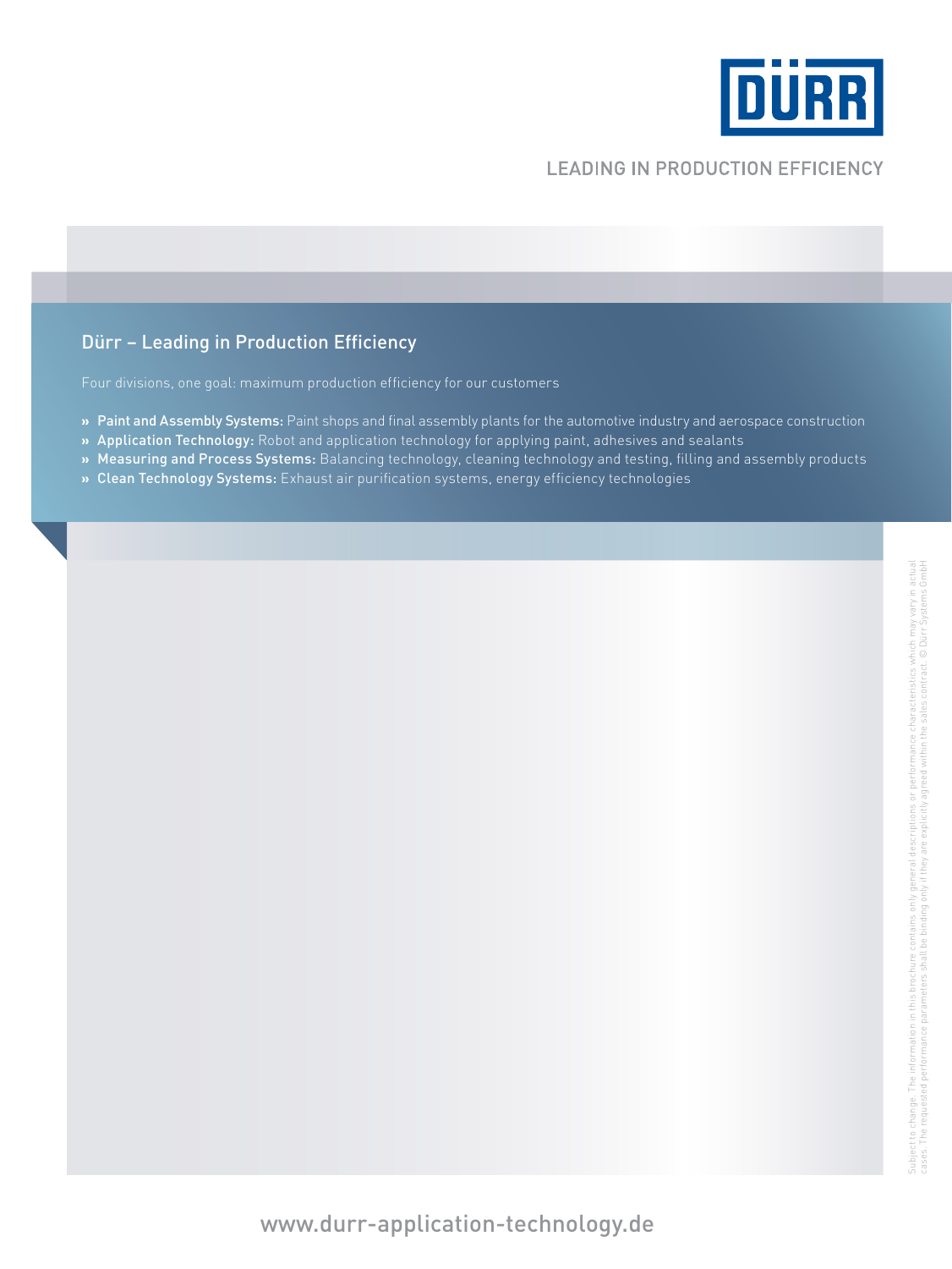DÜRR

LEADING IN PRODUCTION EFFICIENCY

## Dürr – Leading in Production Efficiency

Four divisions, one goal: maximum production efficiency for our customers

- » **Paint and Assembly Systems:** Paint shops and final assembly plants for the automotive industry and aerospace construction
- » **Application Technology:** Robot and application technology for applying paint, adhesives and sealants
- » **Measuring and Process Systems:** Balancing technology, cleaning technology and testing, filling and assembly products
- » **Clean Technology Systems:** Exhaust air purification systems, energy efficiency technologies

Subject to change. The information in this brochure contains only general descriptions or performance characteristics which may vary in actual cases. The requested performance parameters shall be binding only if they are explicitly agreed within the sales contract. © Dürr Systems GmbH

www.durr-application-technology.de